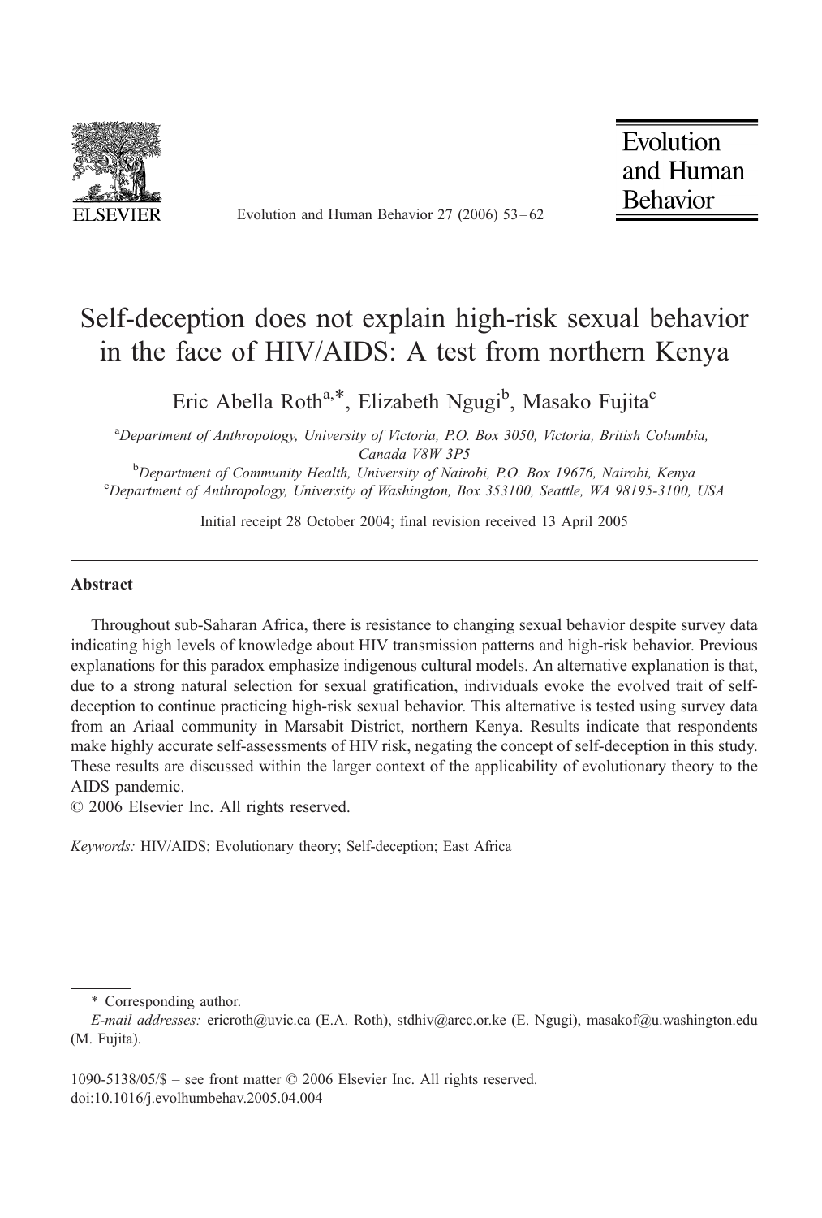# Self-deception does not explain high-risk sexual behavior in the face of HIV/AIDS: A test from northern Kenya

Eric Abella Roth[a,*], Elizabeth Ngugi[b], Masako Fujita[c]

[a]Department of Anthropology, University of Victoria, P.O. Box 3050, Victoria, British Columbia, Canada V8W 3P5

[b]Department of Community Health, University of Nairobi, P.O. Box 19676, Nairobi, Kenya

[c]Department of Anthropology, University of Washington, Box 353100, Seattle, WA 98195-3100, USA

Initial receipt 28 October 2004; final revision received 13 April 2005

## Abstract

Throughout sub-Saharan Africa, there is resistance to changing sexual behavior despite survey data indicating high levels of knowledge about HIV transmission patterns and high-risk behavior. Previous explanations for this paradox emphasize indigenous cultural models. An alternative explanation is that, due to a strong natural selection for sexual gratification, individuals evoke the evolved trait of self-deception to continue practicing high-risk sexual behavior. This alternative is tested using survey data from an Ariaal community in Marsabit District, northern Kenya. Results indicate that respondents make highly accurate self-assessments of HIV risk, negating the concept of self-deception in this study. These results are discussed within the larger context of the applicability of evolutionary theory to the AIDS pandemic.

© 2006 Elsevier Inc. All rights reserved.

*Keywords:* HIV/AIDS; Evolutionary theory; Self-deception; East Africa

---

\* Corresponding author.

*E-mail addresses:* ericroth@uvic.ca (E.A. Roth), stdhiv@arcc.or.ke (E. Ngugi), masakof@u.washington.edu (M. Fujita).

1090-5138/05/$ – see front matter © 2006 Elsevier Inc. All rights reserved.
doi:10.1016/j.evolhumbehav.2005.04.004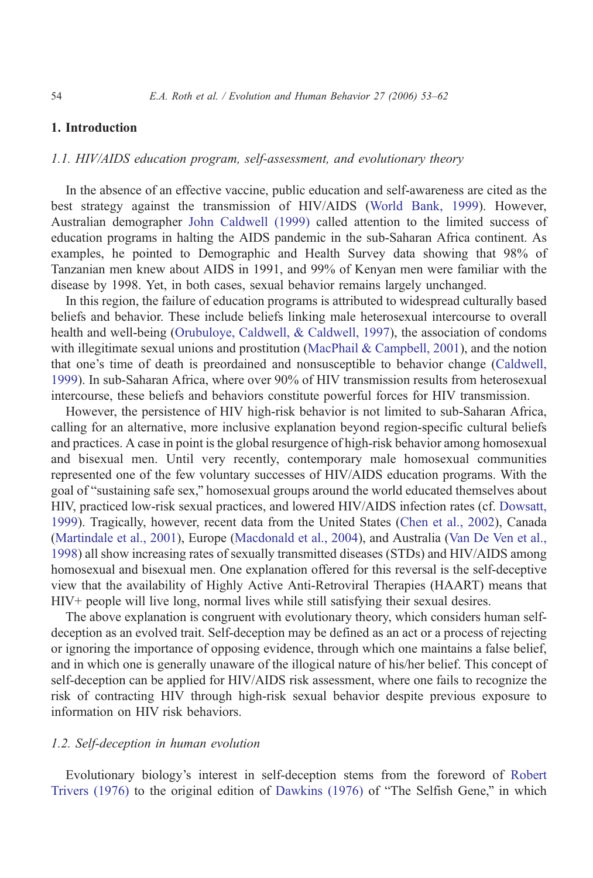## 1. Introduction

### *1.1. HIV/AIDS education program, self-assessment, and evolutionary theory*

In the absence of an effective vaccine, public education and self-awareness are cited as the best strategy against the transmission of HIV/AIDS (World Bank, 1999). However, Australian demographer John Caldwell (1999) called attention to the limited success of education programs in halting the AIDS pandemic in the sub-Saharan Africa continent. As examples, he pointed to Demographic and Health Survey data showing that 98% of Tanzanian men knew about AIDS in 1991, and 99% of Kenyan men were familiar with the disease by 1998. Yet, in both cases, sexual behavior remains largely unchanged.

In this region, the failure of education programs is attributed to widespread culturally based beliefs and behavior. These include beliefs linking male heterosexual intercourse to overall health and well-being (Orubuloye, Caldwell, & Caldwell, 1997), the association of condoms with illegitimate sexual unions and prostitution (MacPhail & Campbell, 2001), and the notion that one's time of death is preordained and nonsusceptible to behavior change (Caldwell, 1999). In sub-Saharan Africa, where over 90% of HIV transmission results from heterosexual intercourse, these beliefs and behaviors constitute powerful forces for HIV transmission.

However, the persistence of HIV high-risk behavior is not limited to sub-Saharan Africa, calling for an alternative, more inclusive explanation beyond region-specific cultural beliefs and practices. A case in point is the global resurgence of high-risk behavior among homosexual and bisexual men. Until very recently, contemporary male homosexual communities represented one of the few voluntary successes of HIV/AIDS education programs. With the goal of "sustaining safe sex," homosexual groups around the world educated themselves about HIV, practiced low-risk sexual practices, and lowered HIV/AIDS infection rates (cf. Dowsatt, 1999). Tragically, however, recent data from the United States (Chen et al., 2002), Canada (Martindale et al., 2001), Europe (Macdonald et al., 2004), and Australia (Van De Ven et al., 1998) all show increasing rates of sexually transmitted diseases (STDs) and HIV/AIDS among homosexual and bisexual men. One explanation offered for this reversal is the self-deceptive view that the availability of Highly Active Anti-Retroviral Therapies (HAART) means that HIV+ people will live long, normal lives while still satisfying their sexual desires.

The above explanation is congruent with evolutionary theory, which considers human self-deception as an evolved trait. Self-deception may be defined as an act or a process of rejecting or ignoring the importance of opposing evidence, through which one maintains a false belief, and in which one is generally unaware of the illogical nature of his/her belief. This concept of self-deception can be applied for HIV/AIDS risk assessment, where one fails to recognize the risk of contracting HIV through high-risk sexual behavior despite previous exposure to information on HIV risk behaviors.

### *1.2. Self-deception in human evolution*

Evolutionary biology's interest in self-deception stems from the foreword of Robert Trivers (1976) to the original edition of Dawkins (1976) of "The Selfish Gene," in which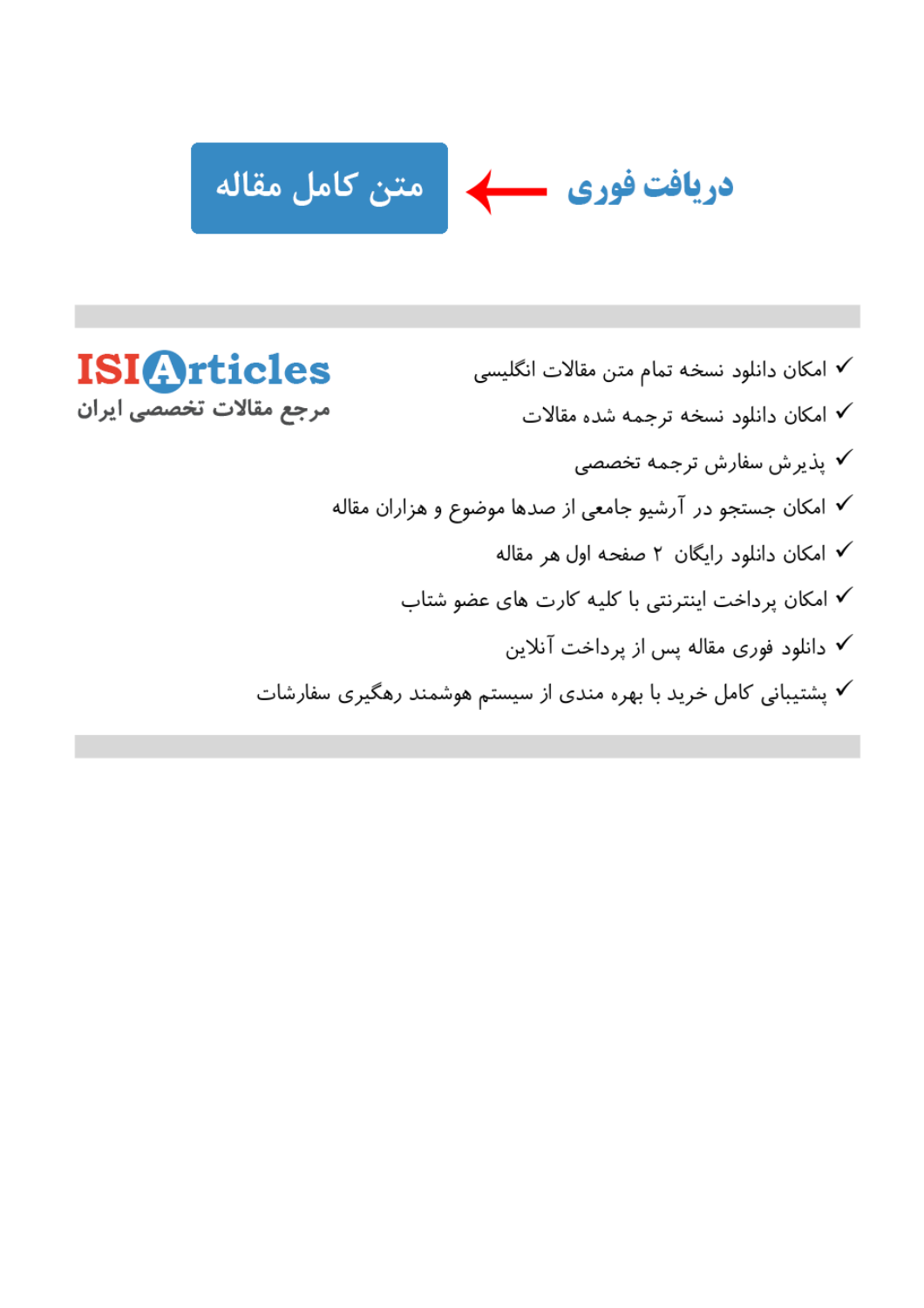دریافت فوری ← **متن کامل مقاله**

**ISIArticles**
مرجع مقالات تخصصی ایران

- ✓ امکان دانلود نسخه تمام متن مقالات انگلیسی
- ✓ امکان دانلود نسخه ترجمه شده مقالات
- ✓ پذیرش سفارش ترجمه تخصصی
- ✓ امکان جستجو در آرشیو جامعی از صدها موضوع و هزاران مقاله
- ✓ امکان دانلود رایگان ۲ صفحه اول هر مقاله
- ✓ امکان پرداخت اینترنتی با کلیه کارت های عضو شتاب
- ✓ دانلود فوری مقاله پس از پرداخت آنلاین
- ✓ پشتیبانی کامل خرید با بهره مندی از سیستم هوشمند رهگیری سفارشات